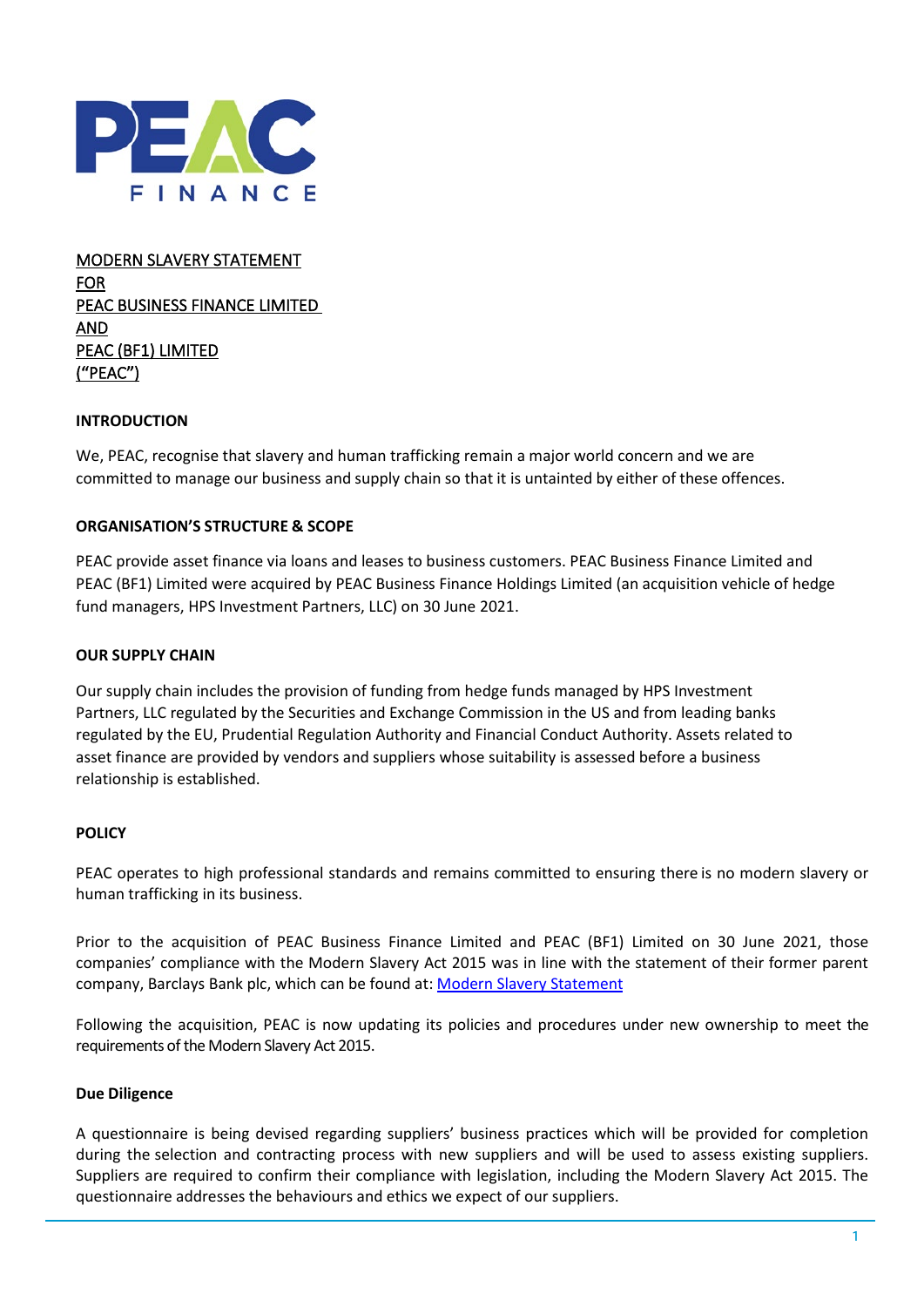PEAC FINANCE

MODERN SLAVERY STATEMENT
FOR
PEAC BUSINESS FINANCE LIMITED
AND
PEAC (BF1) LIMITED
("PEAC")

**INTRODUCTION**

We, PEAC, recognise that slavery and human trafficking remain a major world concern and we are committed to manage our business and supply chain so that it is untainted by either of these offences.

**ORGANISATION'S STRUCTURE & SCOPE**

PEAC provide asset finance via loans and leases to business customers. PEAC Business Finance Limited and PEAC (BF1) Limited were acquired by PEAC Business Finance Holdings Limited (an acquisition vehicle of hedge fund managers, HPS Investment Partners, LLC) on 30 June 2021.

**OUR SUPPLY CHAIN**

Our supply chain includes the provision of funding from hedge funds managed by HPS Investment Partners, LLC regulated by the Securities and Exchange Commission in the US and from leading banks regulated by the EU, Prudential Regulation Authority and Financial Conduct Authority. Assets related to asset finance are provided by vendors and suppliers whose suitability is assessed before a business relationship is established.

**POLICY**

PEAC operates to high professional standards and remains committed to ensuring there is no modern slavery or human trafficking in its business.

Prior to the acquisition of PEAC Business Finance Limited and PEAC (BF1) Limited on 30 June 2021, those companies' compliance with the Modern Slavery Act 2015 was in line with the statement of their former parent company, Barclays Bank plc, which can be found at: Modern Slavery Statement

Following the acquisition, PEAC is now updating its policies and procedures under new ownership to meet the requirements of the Modern Slavery Act 2015.

**Due Diligence**

A questionnaire is being devised regarding suppliers' business practices which will be provided for completion during the selection and contracting process with new suppliers and will be used to assess existing suppliers. Suppliers are required to confirm their compliance with legislation, including the Modern Slavery Act 2015. The questionnaire addresses the behaviours and ethics we expect of our suppliers.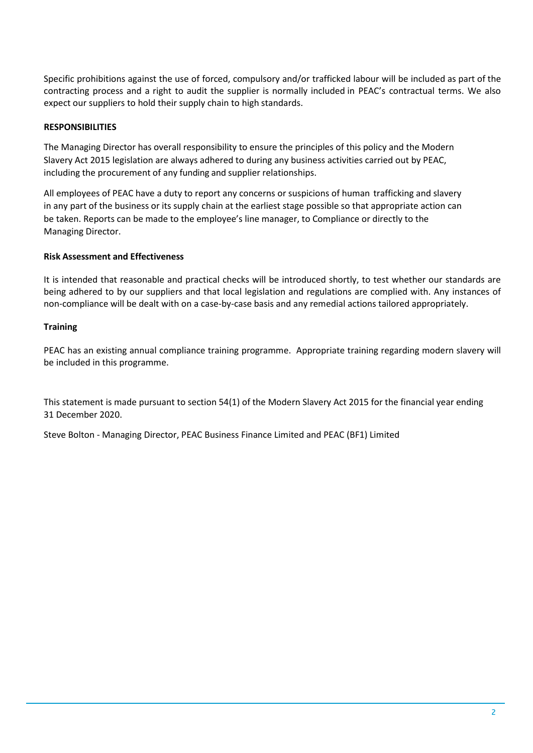Specific prohibitions against the use of forced, compulsory and/or trafficked labour will be included as part of the contracting process and a right to audit the supplier is normally included in PEAC's contractual terms. We also expect our suppliers to hold their supply chain to high standards.

**RESPONSIBILITIES**

The Managing Director has overall responsibility to ensure the principles of this policy and the Modern Slavery Act 2015 legislation are always adhered to during any business activities carried out by PEAC, including the procurement of any funding and supplier relationships.

All employees of PEAC have a duty to report any concerns or suspicions of human trafficking and slavery in any part of the business or its supply chain at the earliest stage possible so that appropriate action can be taken. Reports can be made to the employee's line manager, to Compliance or directly to the Managing Director.

**Risk Assessment and Effectiveness**

It is intended that reasonable and practical checks will be introduced shortly, to test whether our standards are being adhered to by our suppliers and that local legislation and regulations are complied with. Any instances of non-compliance will be dealt with on a case-by-case basis and any remedial actions tailored appropriately.

**Training**

PEAC has an existing annual compliance training programme. Appropriate training regarding modern slavery will be included in this programme.

This statement is made pursuant to section 54(1) of the Modern Slavery Act 2015 for the financial year ending 31 December 2020.

Steve Bolton - Managing Director, PEAC Business Finance Limited and PEAC (BF1) Limited